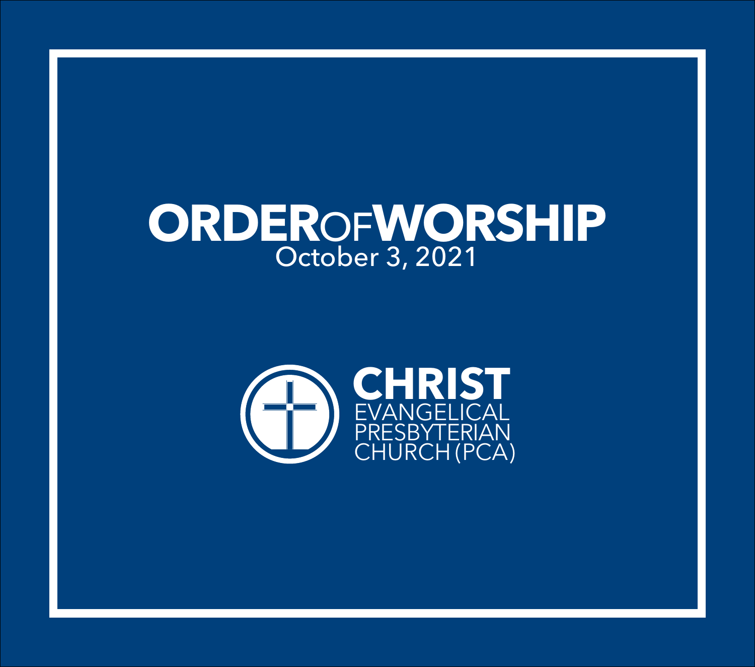# ORDER OF WORSHIP

October 3, 2021

**CHRIST**
EVANGELICAL
PRESBYTERIAN
CHURCH (PCA)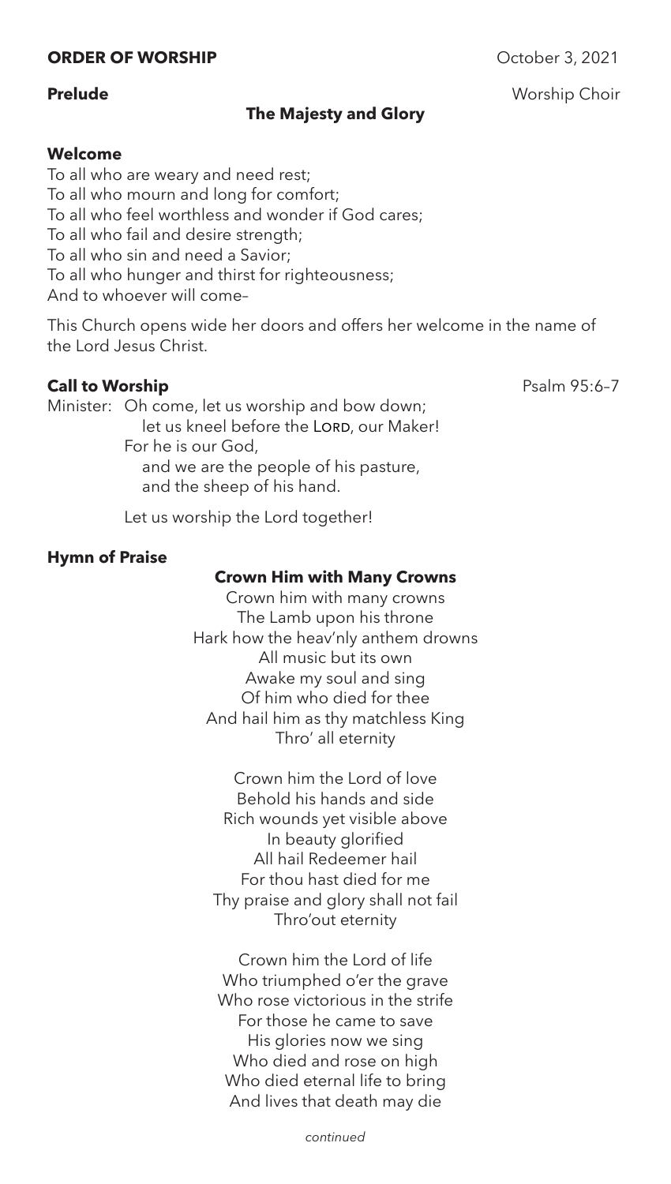**ORDER OF WORSHIP** October 3, 2021

**Prelude** Worship Choir

**The Majesty and Glory**

**Welcome**

To all who are weary and need rest;
To all who mourn and long for comfort;
To all who feel worthless and wonder if God cares;
To all who fail and desire strength;
To all who sin and need a Savior;
To all who hunger and thirst for righteousness;
And to whoever will come–

This Church opens wide her doors and offers her welcome in the name of the Lord Jesus Christ.

**Call to Worship** Psalm 95:6–7

Minister: Oh come, let us worship and bow down;
let us kneel before the LORD, our Maker!
For he is our God,
and we are the people of his pasture,
and the sheep of his hand.

Let us worship the Lord together!

**Hymn of Praise**

**Crown Him with Many Crowns**

Crown him with many crowns
The Lamb upon his throne
Hark how the heav'nly anthem drowns
All music but its own
Awake my soul and sing
Of him who died for thee
And hail him as thy matchless King
Thro' all eternity

Crown him the Lord of love
Behold his hands and side
Rich wounds yet visible above
In beauty glorified
All hail Redeemer hail
For thou hast died for me
Thy praise and glory shall not fail
Thro'out eternity

Crown him the Lord of life
Who triumphed o'er the grave
Who rose victorious in the strife
For those he came to save
His glories now we sing
Who died and rose on high
Who died eternal life to bring
And lives that death may die

*continued*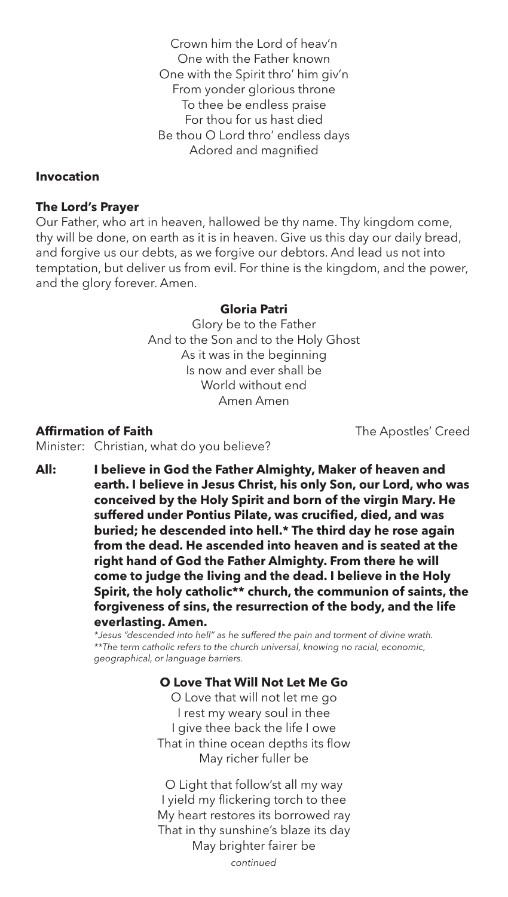Crown him the Lord of heav'n
One with the Father known
One with the Spirit thro' him giv'n
From yonder glorious throne
To thee be endless praise
For thou for us hast died
Be thou O Lord thro' endless days
Adored and magnified

**Invocation**

**The Lord's Prayer**

Our Father, who art in heaven, hallowed be thy name. Thy kingdom come, thy will be done, on earth as it is in heaven. Give us this day our daily bread, and forgive us our debts, as we forgive our debtors. And lead us not into temptation, but deliver us from evil. For thine is the kingdom, and the power, and the glory forever. Amen.

**Gloria Patri**

Glory be to the Father
And to the Son and to the Holy Ghost
As it was in the beginning
Is now and ever shall be
World without end
Amen Amen

**Affirmation of Faith** — The Apostles' Creed

Minister: Christian, what do you believe?

**All: I believe in God the Father Almighty, Maker of heaven and earth. I believe in Jesus Christ, his only Son, our Lord, who was conceived by the Holy Spirit and born of the virgin Mary. He suffered under Pontius Pilate, was crucified, died, and was buried; he descended into hell.* The third day he rose again from the dead. He ascended into heaven and is seated at the right hand of God the Father Almighty. From there he will come to judge the living and the dead. I believe in the Holy Spirit, the holy catholic** church, the communion of saints, the forgiveness of sins, the resurrection of the body, and the life everlasting. Amen.**

*\*Jesus "descended into hell" as he suffered the pain and torment of divine wrath.*
*\*\*The term catholic refers to the church universal, knowing no racial, economic, geographical, or language barriers.*

**O Love That Will Not Let Me Go**

O Love that will not let me go
I rest my weary soul in thee
I give thee back the life I owe
That in thine ocean depths its flow
May richer fuller be

O Light that follow'st all my way
I yield my flickering torch to thee
My heart restores its borrowed ray
That in thy sunshine's blaze its day
May brighter fairer be

*continued*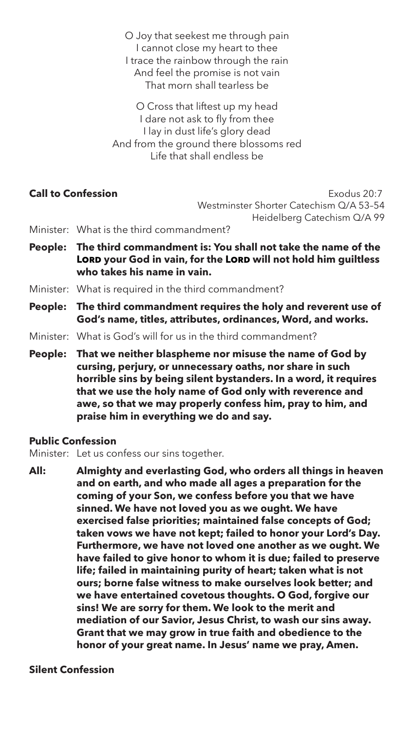O Joy that seekest me through pain
I cannot close my heart to thee
I trace the rainbow through the rain
And feel the promise is not vain
That morn shall tearless be

O Cross that liftest up my head
I dare not ask to fly from thee
I lay in dust life's glory dead
And from the ground there blossoms red
Life that shall endless be

**Call to Confession**

Exodus 20:7
Westminster Shorter Catechism Q/A 53–54
Heidelberg Catechism Q/A 99

Minister: What is the third commandment?

**People: The third commandment is: You shall not take the name of the LORD your God in vain, for the LORD will not hold him guiltless who takes his name in vain.**

Minister: What is required in the third commandment?

**People: The third commandment requires the holy and reverent use of God's name, titles, attributes, ordinances, Word, and works.**

Minister: What is God's will for us in the third commandment?

**People: That we neither blaspheme nor misuse the name of God by cursing, perjury, or unnecessary oaths, nor share in such horrible sins by being silent bystanders. In a word, it requires that we use the holy name of God only with reverence and awe, so that we may properly confess him, pray to him, and praise him in everything we do and say.**

**Public Confession**

Minister: Let us confess our sins together.

**All: Almighty and everlasting God, who orders all things in heaven and on earth, and who made all ages a preparation for the coming of your Son, we confess before you that we have sinned. We have not loved you as we ought. We have exercised false priorities; maintained false concepts of God; taken vows we have not kept; failed to honor your Lord's Day. Furthermore, we have not loved one another as we ought. We have failed to give honor to whom it is due; failed to preserve life; failed in maintaining purity of heart; taken what is not ours; borne false witness to make ourselves look better; and we have entertained covetous thoughts. O God, forgive our sins! We are sorry for them. We look to the merit and mediation of our Savior, Jesus Christ, to wash our sins away. Grant that we may grow in true faith and obedience to the honor of your great name. In Jesus' name we pray, Amen.**

**Silent Confession**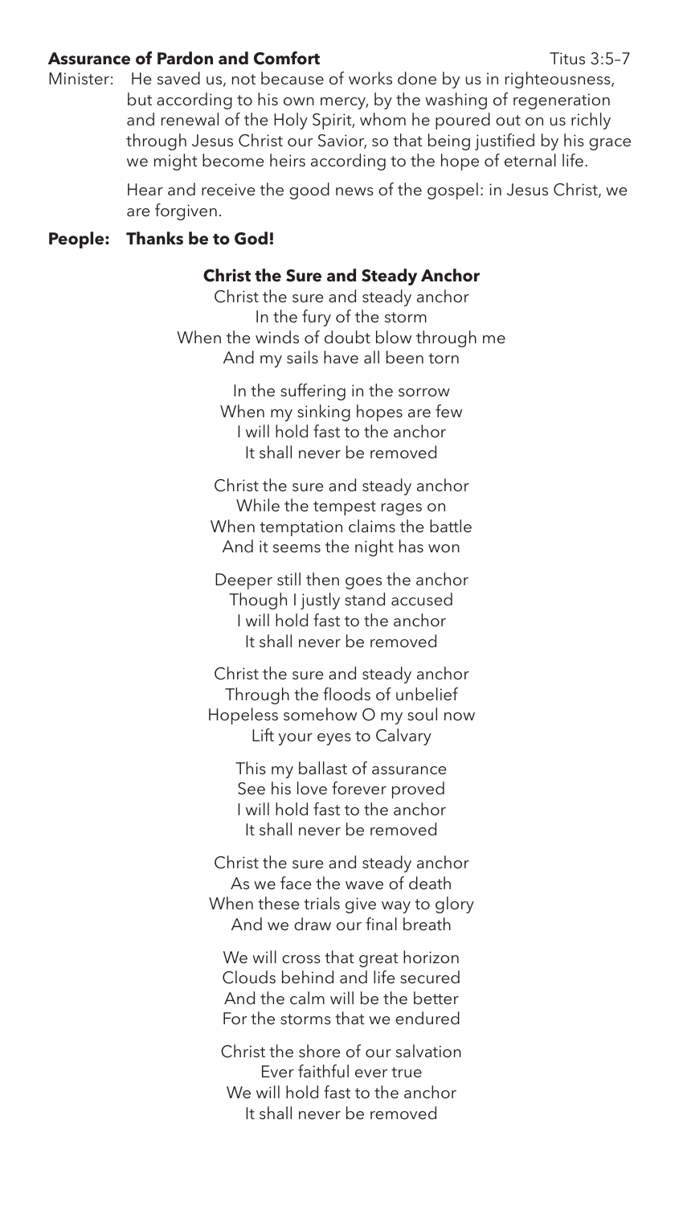**Assurance of Pardon and Comfort** Titus 3:5–7

Minister: He saved us, not because of works done by us in righteousness, but according to his own mercy, by the washing of regeneration and renewal of the Holy Spirit, whom he poured out on us richly through Jesus Christ our Savior, so that being justified by his grace we might become heirs according to the hope of eternal life.

Hear and receive the good news of the gospel: in Jesus Christ, we are forgiven.

**People: Thanks be to God!**

**Christ the Sure and Steady Anchor**

Christ the sure and steady anchor
In the fury of the storm
When the winds of doubt blow through me
And my sails have all been torn

In the suffering in the sorrow
When my sinking hopes are few
I will hold fast to the anchor
It shall never be removed

Christ the sure and steady anchor
While the tempest rages on
When temptation claims the battle
And it seems the night has won

Deeper still then goes the anchor
Though I justly stand accused
I will hold fast to the anchor
It shall never be removed

Christ the sure and steady anchor
Through the floods of unbelief
Hopeless somehow O my soul now
Lift your eyes to Calvary

This my ballast of assurance
See his love forever proved
I will hold fast to the anchor
It shall never be removed

Christ the sure and steady anchor
As we face the wave of death
When these trials give way to glory
And we draw our final breath

We will cross that great horizon
Clouds behind and life secured
And the calm will be the better
For the storms that we endured

Christ the shore of our salvation
Ever faithful ever true
We will hold fast to the anchor
It shall never be removed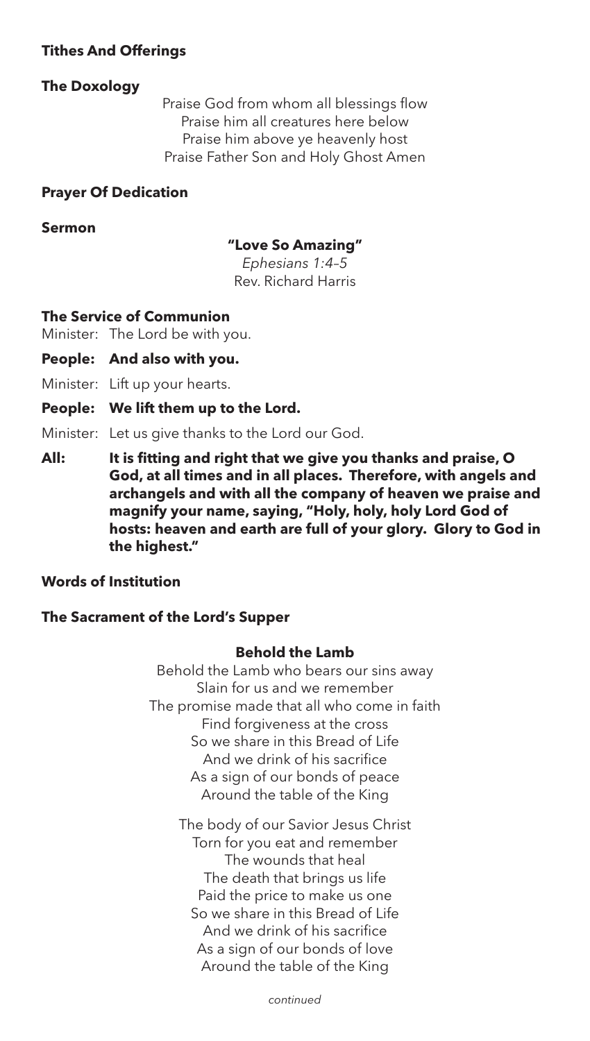**Tithes And Offerings**

**The Doxology**

Praise God from whom all blessings flow
Praise him all creatures here below
Praise him above ye heavenly host
Praise Father Son and Holy Ghost Amen

**Prayer Of Dedication**

**Sermon**

**"Love So Amazing"**
*Ephesians 1:4–5*
Rev. Richard Harris

**The Service of Communion**

Minister: The Lord be with you.

**People: And also with you.**

Minister: Lift up your hearts.

**People: We lift them up to the Lord.**

Minister: Let us give thanks to the Lord our God.

**All: It is fitting and right that we give you thanks and praise, O God, at all times and in all places. Therefore, with angels and archangels and with all the company of heaven we praise and magnify your name, saying, "Holy, holy, holy Lord God of hosts: heaven and earth are full of your glory. Glory to God in the highest."**

**Words of Institution**

**The Sacrament of the Lord's Supper**

**Behold the Lamb**

Behold the Lamb who bears our sins away
Slain for us and we remember
The promise made that all who come in faith
Find forgiveness at the cross
So we share in this Bread of Life
And we drink of his sacrifice
As a sign of our bonds of peace
Around the table of the King

The body of our Savior Jesus Christ
Torn for you eat and remember
The wounds that heal
The death that brings us life
Paid the price to make us one
So we share in this Bread of Life
And we drink of his sacrifice
As a sign of our bonds of love
Around the table of the King

*continued*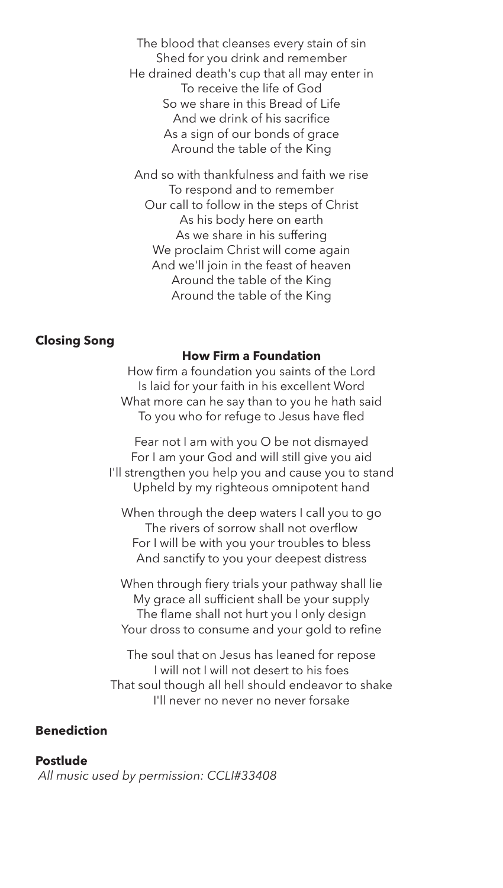The blood that cleanses every stain of sin
Shed for you drink and remember
He drained death's cup that all may enter in
To receive the life of God
So we share in this Bread of Life
And we drink of his sacrifice
As a sign of our bonds of grace
Around the table of the King

And so with thankfulness and faith we rise
To respond and to remember
Our call to follow in the steps of Christ
As his body here on earth
As we share in his suffering
We proclaim Christ will come again
And we'll join in the feast of heaven
Around the table of the King
Around the table of the King

**Closing Song**

**How Firm a Foundation**

How firm a foundation you saints of the Lord
Is laid for your faith in his excellent Word
What more can he say than to you he hath said
To you who for refuge to Jesus have fled

Fear not I am with you O be not dismayed
For I am your God and will still give you aid
I'll strengthen you help you and cause you to stand
Upheld by my righteous omnipotent hand

When through the deep waters I call you to go
The rivers of sorrow shall not overflow
For I will be with you your troubles to bless
And sanctify to you your deepest distress

When through fiery trials your pathway shall lie
My grace all sufficient shall be your supply
The flame shall not hurt you I only design
Your dross to consume and your gold to refine

The soul that on Jesus has leaned for repose
I will not I will not desert to his foes
That soul though all hell should endeavor to shake
I'll never no never no never forsake

**Benediction**

**Postlude**

*All music used by permission: CCLI#33408*